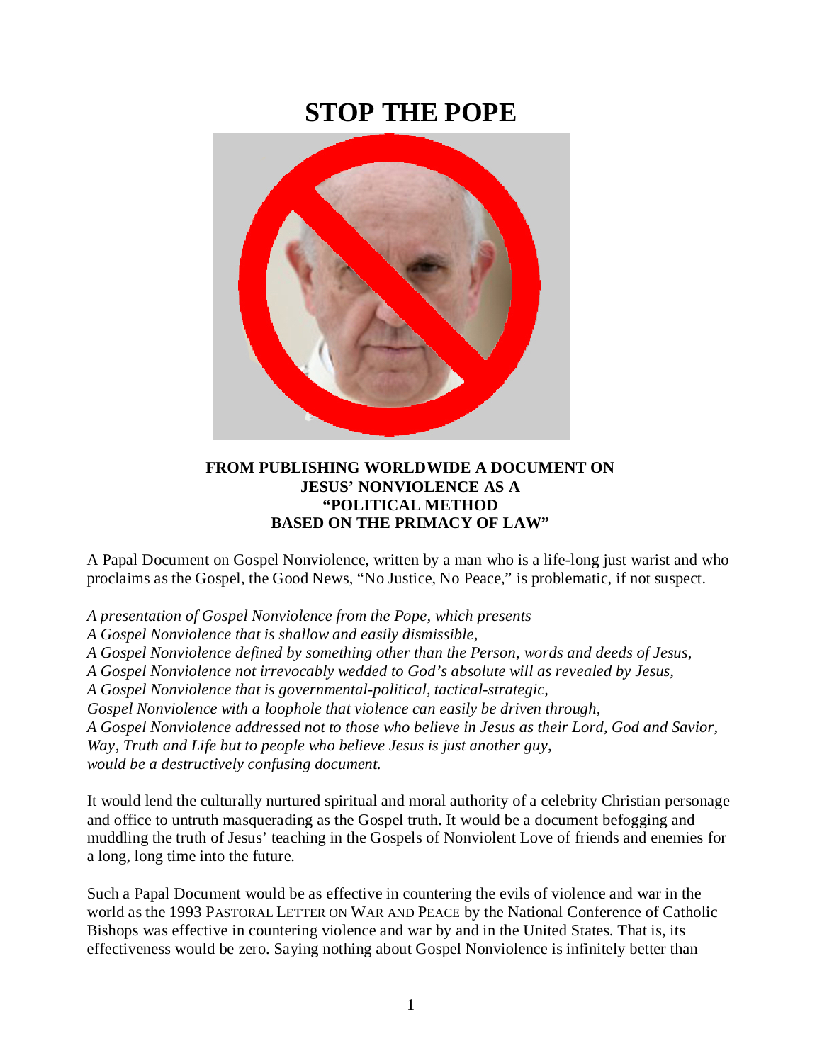# STOP THE POPE

**FROM PUBLISHING WORLDWIDE A DOCUMENT ON JESUS' NONVIOLENCE AS A "POLITICAL METHOD BASED ON THE PRIMACY OF LAW"**

A Papal Document on Gospel Nonviolence, written by a man who is a life-long just warist and who proclaims as the Gospel, the Good News, "No Justice, No Peace," is problematic, if not suspect.

*A presentation of Gospel Nonviolence from the Pope, which presents*
*A Gospel Nonviolence that is shallow and easily dismissible,*
*A Gospel Nonviolence defined by something other than the Person, words and deeds of Jesus,*
*A Gospel Nonviolence not irrevocably wedded to God's absolute will as revealed by Jesus,*
*A Gospel Nonviolence that is governmental-political, tactical-strategic,*
*Gospel Nonviolence with a loophole that violence can easily be driven through,*
*A Gospel Nonviolence addressed not to those who believe in Jesus as their Lord, God and Savior, Way, Truth and Life but to people who believe Jesus is just another guy,*
*would be a destructively confusing document.*

It would lend the culturally nurtured spiritual and moral authority of a celebrity Christian personage and office to untruth masquerading as the Gospel truth. It would be a document befogging and muddling the truth of Jesus' teaching in the Gospels of Nonviolent Love of friends and enemies for a long, long time into the future.

Such a Papal Document would be as effective in countering the evils of violence and war in the world as the 1993 PASTORAL LETTER ON WAR AND PEACE by the National Conference of Catholic Bishops was effective in countering violence and war by and in the United States. That is, its effectiveness would be zero. Saying nothing about Gospel Nonviolence is infinitely better than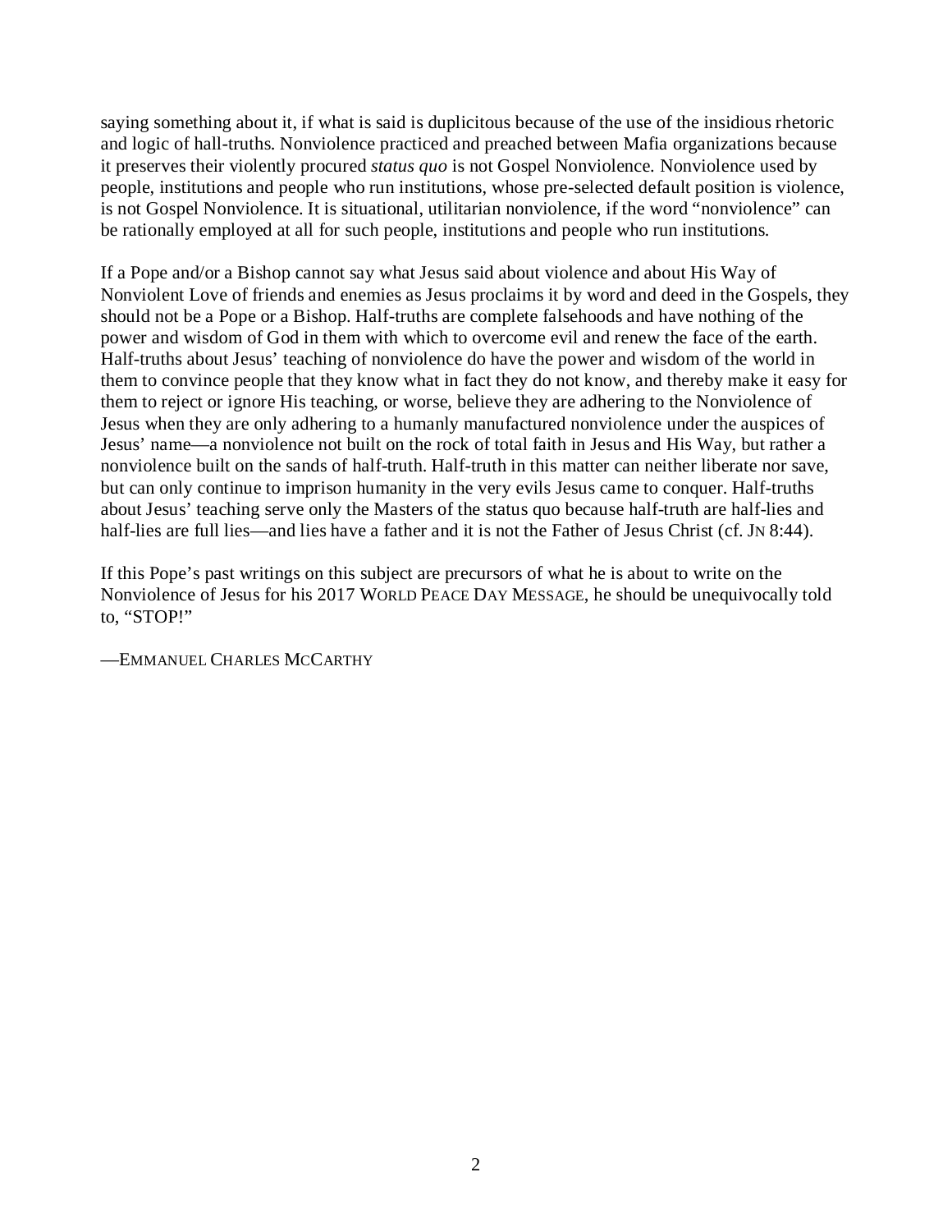saying something about it, if what is said is duplicitous because of the use of the insidious rhetoric and logic of hall-truths. Nonviolence practiced and preached between Mafia organizations because it preserves their violently procured *status quo* is not Gospel Nonviolence. Nonviolence used by people, institutions and people who run institutions, whose pre-selected default position is violence, is not Gospel Nonviolence. It is situational, utilitarian nonviolence, if the word "nonviolence" can be rationally employed at all for such people, institutions and people who run institutions.

If a Pope and/or a Bishop cannot say what Jesus said about violence and about His Way of Nonviolent Love of friends and enemies as Jesus proclaims it by word and deed in the Gospels, they should not be a Pope or a Bishop. Half-truths are complete falsehoods and have nothing of the power and wisdom of God in them with which to overcome evil and renew the face of the earth. Half-truths about Jesus' teaching of nonviolence do have the power and wisdom of the world in them to convince people that they know what in fact they do not know, and thereby make it easy for them to reject or ignore His teaching, or worse, believe they are adhering to the Nonviolence of Jesus when they are only adhering to a humanly manufactured nonviolence under the auspices of Jesus' name—a nonviolence not built on the rock of total faith in Jesus and His Way, but rather a nonviolence built on the sands of half-truth. Half-truth in this matter can neither liberate nor save, but can only continue to imprison humanity in the very evils Jesus came to conquer. Half-truths about Jesus' teaching serve only the Masters of the status quo because half-truth are half-lies and half-lies are full lies—and lies have a father and it is not the Father of Jesus Christ (cf. Jn 8:44).

If this Pope's past writings on this subject are precursors of what he is about to write on the Nonviolence of Jesus for his 2017 World Peace Day Message, he should be unequivocally told to, "STOP!"

—Emmanuel Charles McCarthy